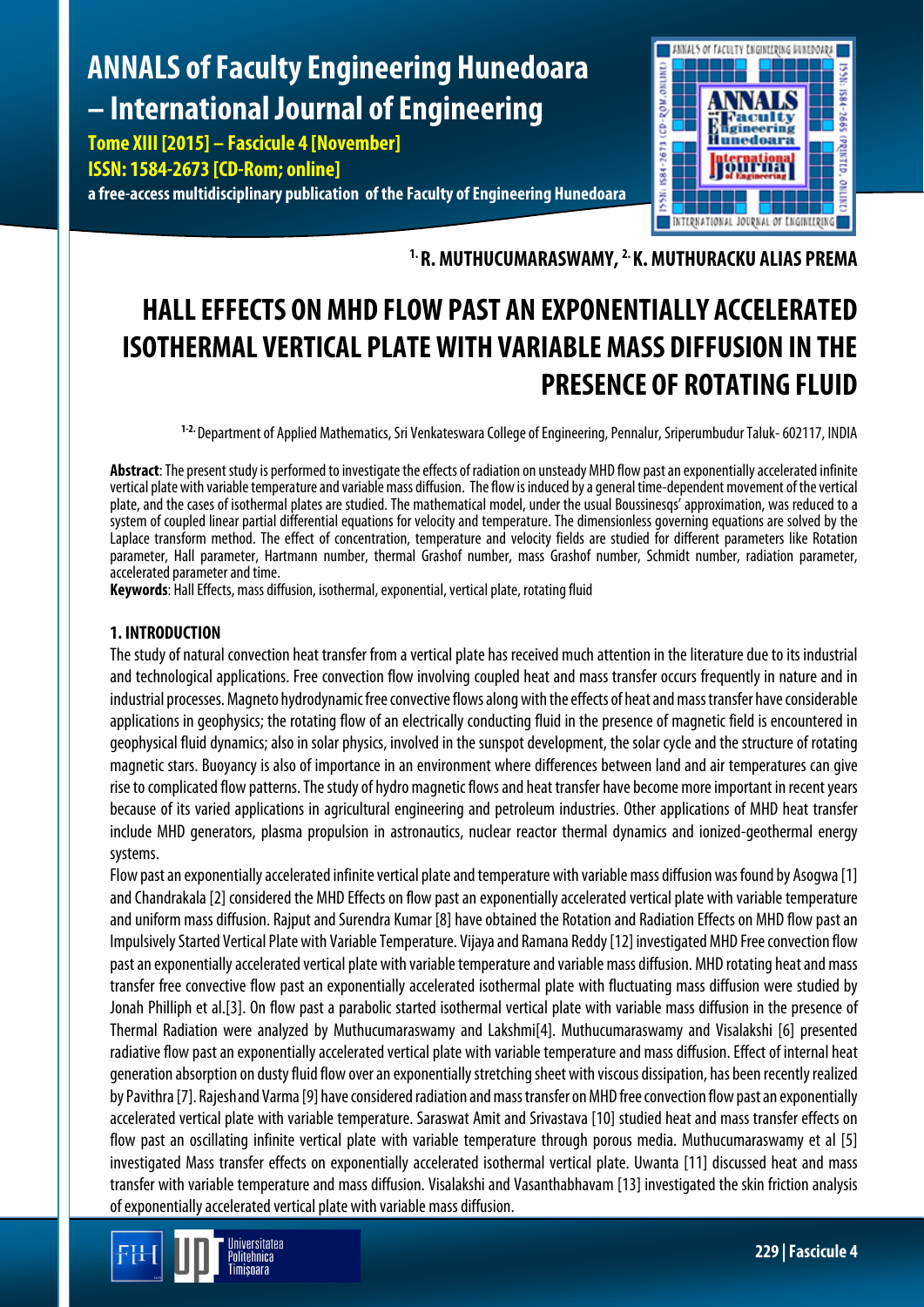# ANNALS of Faculty Engineering Hunedoara – International Journal of Engineering

**Tome XIII [2015] – Fascicule 4 [November]**
**ISSN: 1584-2673 [CD-Rom; online]**
**a free-access multidisciplinary publication of the Faculty of Engineering Hunedoara**

**[1.] R. MUTHUCUMARASWAMY, [2.] K. MUTHURACKU ALIAS PREMA**

# HALL EFFECTS ON MHD FLOW PAST AN EXPONENTIALLY ACCELERATED ISOTHERMAL VERTICAL PLATE WITH VARIABLE MASS DIFFUSION IN THE PRESENCE OF ROTATING FLUID

[1-2.] Department of Applied Mathematics, Sri Venkateswara College of Engineering, Pennalur, Sriperumbudur Taluk- 602117, INDIA

**Abstract**: The present study is performed to investigate the effects of radiation on unsteady MHD flow past an exponentially accelerated infinite vertical plate with variable temperature and variable mass diffusion. The flow is induced by a general time-dependent movement of the vertical plate, and the cases of isothermal plates are studied. The mathematical model, under the usual Boussinesqs' approximation, was reduced to a system of coupled linear partial differential equations for velocity and temperature. The dimensionless governing equations are solved by the Laplace transform method. The effect of concentration, temperature and velocity fields are studied for different parameters like Rotation parameter, Hall parameter, Hartmann number, thermal Grashof number, mass Grashof number, Schmidt number, radiation parameter, accelerated parameter and time.

**Keywords**: Hall Effects, mass diffusion, isothermal, exponential, vertical plate, rotating fluid

## 1. INTRODUCTION

The study of natural convection heat transfer from a vertical plate has received much attention in the literature due to its industrial and technological applications. Free convection flow involving coupled heat and mass transfer occurs frequently in nature and in industrial processes. Magneto hydrodynamic free convective flows along with the effects of heat and mass transfer have considerable applications in geophysics; the rotating flow of an electrically conducting fluid in the presence of magnetic field is encountered in geophysical fluid dynamics; also in solar physics, involved in the sunspot development, the solar cycle and the structure of rotating magnetic stars. Buoyancy is also of importance in an environment where differences between land and air temperatures can give rise to complicated flow patterns. The study of hydro magnetic flows and heat transfer have become more important in recent years because of its varied applications in agricultural engineering and petroleum industries. Other applications of MHD heat transfer include MHD generators, plasma propulsion in astronautics, nuclear reactor thermal dynamics and ionized-geothermal energy systems.

Flow past an exponentially accelerated infinite vertical plate and temperature with variable mass diffusion was found by Asogwa [1] and Chandrakala [2] considered the MHD Effects on flow past an exponentially accelerated vertical plate with variable temperature and uniform mass diffusion. Rajput and Surendra Kumar [8] have obtained the Rotation and Radiation Effects on MHD flow past an Impulsively Started Vertical Plate with Variable Temperature. Vijaya and Ramana Reddy [12] investigated MHD Free convection flow past an exponentially accelerated vertical plate with variable temperature and variable mass diffusion. MHD rotating heat and mass transfer free convective flow past an exponentially accelerated isothermal plate with fluctuating mass diffusion were studied by Jonah Phillip et al.[3]. On flow past a parabolic started isothermal vertical plate with variable mass diffusion in the presence of Thermal Radiation were analyzed by Muthucumaraswamy and Lakshmi[4]. Muthucumaraswamy and Visalakshi [6] presented radiative flow past an exponentially accelerated vertical plate with variable temperature and mass diffusion. Effect of internal heat generation absorption on dusty fluid flow over an exponentially stretching sheet with viscous dissipation, has been recently realized by Pavithra [7]. Rajesh and Varma [9] have considered radiation and mass transfer on MHD free convection flow past an exponentially accelerated vertical plate with variable temperature. Saraswat Amit and Srivastava [10] studied heat and mass transfer effects on flow past an oscillating infinite vertical plate with variable temperature through porous media. Muthucumaraswamy et al [5] investigated Mass transfer effects on exponentially accelerated isothermal vertical plate. Uwanta [11] discussed heat and mass transfer with variable temperature and mass diffusion. Visalakshi and Vasanthabhavam [13] investigated the skin friction analysis of exponentially accelerated vertical plate with variable mass diffusion.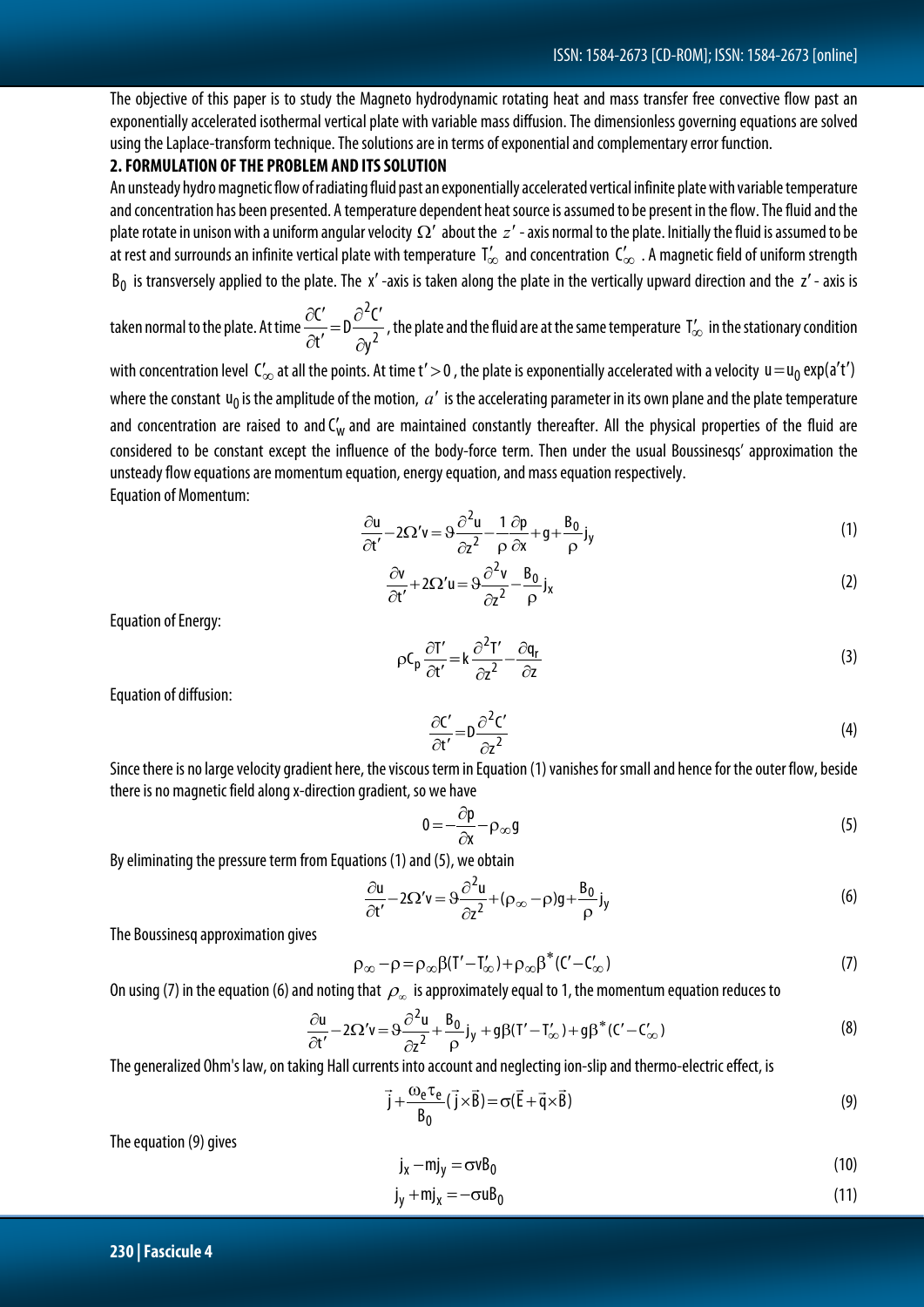The objective of this paper is to study the Magneto hydrodynamic rotating heat and mass transfer free convective flow past an exponentially accelerated isothermal vertical plate with variable mass diffusion. The dimensionless governing equations are solved using the Laplace-transform technique. The solutions are in terms of exponential and complementary error function.

## 2. FORMULATION OF THE PROBLEM AND ITS SOLUTION

An unsteady hydro magnetic flow of radiating fluid past an exponentially accelerated vertical infinite plate with variable temperature and concentration has been presented. A temperature dependent heat source is assumed to be present in the flow. The fluid and the plate rotate in unison with a uniform angular velocity $\Omega'$ about the $z'$ - axis normal to the plate. Initially the fluid is assumed to be at rest and surrounds an infinite vertical plate with temperature $T'_\infty$ and concentration $C'_\infty$. A magnetic field of uniform strength $B_0$ is transversely applied to the plate. The $x'$-axis is taken along the plate in the vertically upward direction and the $z'$ - axis is taken normal to the plate. At time $\frac{\partial C'}{\partial t'} = D\frac{\partial^2 C'}{\partial y^2}$, the plate and the fluid are at the same temperature $T'_\infty$ in the stationary condition with concentration level $C'_\infty$ at all the points. At time $t' > 0$, the plate is exponentially accelerated with a velocity $u = u_0 \exp(a't')$ where the constant $u_0$ is the amplitude of the motion, $a'$ is the accelerating parameter in its own plane and the plate temperature and concentration are raised to and $C'_w$ and are maintained constantly thereafter. All the physical properties of the fluid are considered to be constant except the influence of the body-force term. Then under the usual Boussinesqs' approximation the unsteady flow equations are momentum equation, energy equation, and mass equation respectively.

Equation of Momentum:

$$\frac{\partial u}{\partial t'} - 2\Omega' v = \vartheta\frac{\partial^2 u}{\partial z^2} - \frac{1}{\rho}\frac{\partial p}{\partial x} + g + \frac{B_0}{\rho}j_y \tag{1}$$

$$\frac{\partial v}{\partial t'} + 2\Omega' u = \vartheta\frac{\partial^2 v}{\partial z^2} - \frac{B_0}{\rho}j_x \tag{2}$$

Equation of Energy:

$$\rho C_p\frac{\partial T'}{\partial t'} = k\frac{\partial^2 T'}{\partial z^2} - \frac{\partial q_r}{\partial z} \tag{3}$$

Equation of diffusion:

$$\frac{\partial C'}{\partial t'} = D\frac{\partial^2 C'}{\partial z^2} \tag{4}$$

Since there is no large velocity gradient here, the viscous term in Equation (1) vanishes for small and hence for the outer flow, beside there is no magnetic field along x-direction gradient, so we have

$$0 = -\frac{\partial p}{\partial x} - \rho_\infty g \tag{5}$$

By eliminating the pressure term from Equations (1) and (5), we obtain

$$\frac{\partial u}{\partial t'} - 2\Omega' v = \vartheta\frac{\partial^2 u}{\partial z^2} + (\rho_\infty - \rho)g + \frac{B_0}{\rho}j_y \tag{6}$$

The Boussinesq approximation gives

$$\rho_\infty - \rho = \rho_\infty\beta(T' - T'_\infty) + \rho_\infty\beta^*(C' - C'_\infty) \tag{7}$$

On using (7) in the equation (6) and noting that $\rho_\infty$ is approximately equal to 1, the momentum equation reduces to

$$\frac{\partial u}{\partial t'} - 2\Omega' v = \vartheta\frac{\partial^2 u}{\partial z^2} + \frac{B_0}{\rho}j_y + g\beta(T' - T'_\infty) + g\beta^*(C' - C'_\infty) \tag{8}$$

The generalized Ohm's law, on taking Hall currents into account and neglecting ion-slip and thermo-electric effect, is

$$\vec{j} + \frac{\omega_e\tau_e}{B_0}(\vec{j}\times\vec{B}) = \sigma(\vec{E} + \vec{q}\times\vec{B}) \tag{9}$$

The equation (9) gives

$$j_x - mj_y = \sigma v B_0 \tag{10}$$

$$j_y + mj_x = -\sigma u B_0 \tag{11}$$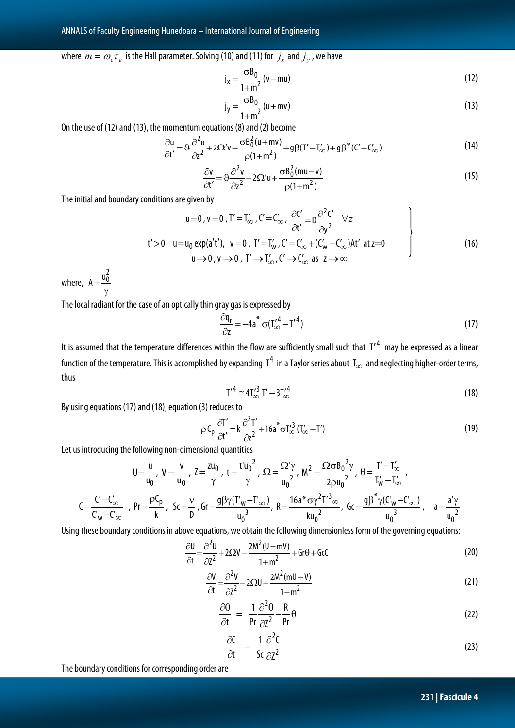where $m = \omega_e \tau_e$ is the Hall parameter. Solving (10) and (11) for $j_x$ and $j_y$, we have

$$j_x = \frac{\sigma B_0}{1+m^2}(v - mu) \tag{12}$$

$$j_y = \frac{\sigma B_0}{1+m^2}(u + mv) \tag{13}$$

On the use of (12) and (13), the momentum equations (8) and (2) become

$$\frac{\partial u}{\partial t'} = \vartheta \frac{\partial^2 u}{\partial z^2} + 2\Omega' v - \frac{\sigma B_0^2 (u+mv)}{\rho(1+m^2)} + g\beta(T' - T'_\infty) + g\beta^*(C' - C'_\infty) \tag{14}$$

$$\frac{\partial v}{\partial t'} = \vartheta \frac{\partial^2 v}{\partial z^2} - 2\Omega' u + \frac{\sigma B_0^2 (mu - v)}{\rho(1+m^2)} \tag{15}$$

The initial and boundary conditions are given by

$$\left.\begin{aligned}
&u = 0,\ v = 0,\ T' = T'_\infty,\ C' = C'_\infty,\ \frac{\partial C'}{\partial t'} = D\frac{\partial^2 C'}{\partial y^2} \quad \forall z \\
t' > 0 \quad &u = u_0 \exp(a't'),\ \ v = 0,\ T' = T'_w,\ C' = C'_\infty + (C'_w - C'_\infty)At' \ \text{ at } z = 0 \\
&u \to 0,\ v \to 0,\ T' \to T'_\infty,\ C' \to C'_\infty \ \text{ as } \ z \to \infty
\end{aligned}\right\} \tag{16}$$

where, $A = \dfrac{u_0^2}{\gamma}$

The local radiant for the case of an optically thin gray gas is expressed by

$$\frac{\partial q_r}{\partial z} = -4a^* \sigma(T'^4_\infty - T'^4) \tag{17}$$

It is assumed that the temperature differences within the flow are sufficiently small such that $T'^4$ may be expressed as a linear function of the temperature. This is accomplished by expanding $T^4$ in a Taylor series about $T_\infty$ and neglecting higher-order terms, thus

$$T'^4 \cong 4T'^3_\infty T' - 3T'^4_\infty \tag{18}$$

By using equations (17) and (18), equation (3) reduces to

$$\rho C_p \frac{\partial T'}{\partial t'} = k\frac{\partial^2 T'}{\partial z^2} + 16a^* \sigma T'^3_\infty (T'_\infty - T') \tag{19}$$

Let us introducing the following non-dimensional quantities

$$U = \frac{u}{u_0},\ V = \frac{v}{u_0},\ Z = \frac{zu_0}{\gamma},\ t = \frac{t' u_0^2}{\gamma},\ \Omega = \frac{\Omega' \gamma}{u_0^2},\ M^2 = \frac{\Omega \sigma B_0^2 \gamma}{2\rho u_0^2},\ \theta = \frac{T' - T'_\infty}{T'_w - T'_\infty},$$

$$C = \frac{C' - C'_\infty}{C'_w - C'_\infty},\ Pr = \frac{\rho C_p}{k},\ Sc = \frac{\nu}{D},\ Gr = \frac{g\beta\gamma(T'_w - T'_\infty)}{u_0^3},\ R = \frac{16a^* \sigma \gamma^2 T'^3_\infty}{k u_0^2},\ Gc = \frac{g\beta^* \gamma (C'_w - C'_\infty)}{u_0^3},\quad a = \frac{a'\gamma}{u_0^2}$$

Using these boundary conditions in above equations, we obtain the following dimensionless form of the governing equations:

$$\frac{\partial U}{\partial t} = \frac{\partial^2 U}{\partial Z^2} + 2\Omega V - \frac{2M^2(U + mV)}{1+m^2} + Gr\theta + GcC \tag{20}$$

$$\frac{\partial V}{\partial t} = \frac{\partial^2 V}{\partial Z^2} - 2\Omega U + \frac{2M^2(mU - V)}{1+m^2} \tag{21}$$

$$\frac{\partial \theta}{\partial t} = \frac{1}{Pr}\frac{\partial^2 \theta}{\partial Z^2} - \frac{R}{Pr}\theta \tag{22}$$

$$\frac{\partial C}{\partial t} = \frac{1}{Sc}\frac{\partial^2 C}{\partial Z^2} \tag{23}$$

The boundary conditions for corresponding order are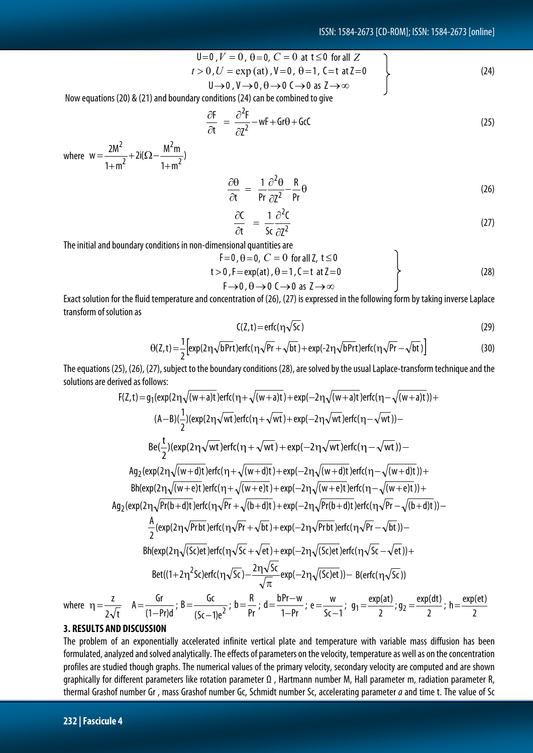$$
\left.
\begin{array}{c}
U=0\,, V=0\,,\ \theta=0,\ C=0 \text{ at } t\leq 0 \text{ for all } Z \\
t>0\,, U=\exp(at)\,, V=0\,,\ \theta=1,\ C=t \text{ at } Z=0 \\
U\to 0\,, V\to 0\,, \theta\to 0\ C\to 0 \text{ as } Z\to\infty
\end{array}
\right\} \tag{24}
$$

Now equations (20) & (21) and boundary conditions (24) can be combined to give

$$
\frac{\partial F}{\partial t} = \frac{\partial^2 F}{\partial Z^2} - wF + Gr\theta + GcC \tag{25}
$$

where $w = \frac{2M^2}{1+m^2} + 2i(\Omega - \frac{M^2 m}{1+m^2})$

$$
\frac{\partial \theta}{\partial t} = \frac{1}{Pr}\frac{\partial^2 \theta}{\partial Z^2} - \frac{R}{Pr}\theta \tag{26}
$$

$$
\frac{\partial C}{\partial t} = \frac{1}{Sc}\frac{\partial^2 C}{\partial Z^2} \tag{27}
$$

The initial and boundary conditions in non-dimensional quantities are

$$
\left.
\begin{array}{c}
F=0\,, \theta=0,\ C=0 \text{ for all } Z,\ t\leq 0 \\
t>0\,, F=\exp(at)\,, \theta=1\,, C=t \text{ at } Z=0 \\
F\to 0\,, \theta\to 0\ C\to 0 \text{ as } Z\to\infty
\end{array}
\right\} \tag{28}
$$

Exact solution for the fluid temperature and concentration of (26), (27) is expressed in the following form by taking inverse Laplace transform of solution as

$$
C(Z,t) = \mathrm{erfc}(\eta\sqrt{Sc}) \tag{29}
$$

$$
\theta(Z,t) = \frac{1}{2}\left[\exp(2\eta\sqrt{bPrt})\,\mathrm{erfc}(\eta\sqrt{Pr}+\sqrt{bt}) + \exp(-2\eta\sqrt{bPrt})\,\mathrm{erfc}(\eta\sqrt{Pr}-\sqrt{bt})\right] \tag{30}
$$

The equations (25), (26), (27), subject to the boundary conditions (28), are solved by the usual Laplace-transform technique and the solutions are derived as follows:

$$
\begin{aligned}
F(Z,t) = {} & g_1(\exp(2\eta\sqrt{(w+a)t})\,\mathrm{erfc}(\eta+\sqrt{(w+a)t}) + \exp(-2\eta\sqrt{(w+a)t})\,\mathrm{erfc}(\eta-\sqrt{(w+a)t})) + \\
& (A-B)(\tfrac{1}{2})(\exp(2\eta\sqrt{wt})\,\mathrm{erfc}(\eta+\sqrt{wt}) + \exp(-2\eta\sqrt{wt})\,\mathrm{erfc}(\eta-\sqrt{wt})) - \\
& Be(\tfrac{t}{2})(\exp(2\eta\sqrt{wt})\,\mathrm{erfc}(\eta+\sqrt{wt}) + \exp(-2\eta\sqrt{wt})\,\mathrm{erfc}(\eta-\sqrt{wt})) - \\
& Ag_2(\exp(2\eta\sqrt{(w+d)t})\,\mathrm{erfc}(\eta+\sqrt{(w+d)t}) + \exp(-2\eta\sqrt{(w+d)t})\,\mathrm{erfc}(\eta-\sqrt{(w+d)t})) + \\
& Bh(\exp(2\eta\sqrt{(w+e)t})\,\mathrm{erfc}(\eta+\sqrt{(w+e)t}) + \exp(-2\eta\sqrt{(w+e)t})\,\mathrm{erfc}(\eta-\sqrt{(w+e)t})) + \\
& Ag_2(\exp(2\eta\sqrt{Pr(b+d)t})\,\mathrm{erfc}(\eta\sqrt{Pr}+\sqrt{(b+d)t}) + \exp(-2\eta\sqrt{Pr(b+d)t})\,\mathrm{erfc}(\eta\sqrt{Pr}-\sqrt{(b+d)t})) - \\
& \frac{A}{2}(\exp(2\eta\sqrt{Pr\,bt})\,\mathrm{erfc}(\eta\sqrt{Pr}+\sqrt{bt}) + \exp(-2\eta\sqrt{Pr\,bt})\,\mathrm{erfc}(\eta\sqrt{Pr}-\sqrt{bt})) - \\
& Bh(\exp(2\eta\sqrt{(Sc)et})\,\mathrm{erfc}(\eta\sqrt{Sc}+\sqrt{et}) + \exp(-2\eta\sqrt{(Sc)et})\,\mathrm{erfc}(\eta\sqrt{Sc}-\sqrt{et})) + \\
& Bet((1+2\eta^2 Sc)\,\mathrm{erfc}(\eta\sqrt{Sc}) - \frac{2\eta\sqrt{Sc}}{\sqrt{\pi}}\exp(-2\eta\sqrt{(Sc)et})) - B(\mathrm{erfc}(\eta\sqrt{Sc}))
\end{aligned}
$$

where $\eta = \frac{z}{2\sqrt{t}}$ $\quad A = \frac{Gr}{(1-Pr)d}$; $B = \frac{Gc}{(Sc-1)e^2}$; $b = \frac{R}{Pr}$; $d = \frac{bPr-w}{1-Pr}$; $e = \frac{w}{Sc-1}$; $g_1 = \frac{\exp(at)}{2}$; $g_2 = \frac{\exp(dt)}{2}$; $h = \frac{\exp(et)}{2}$

## 3. RESULTS AND DISCUSSION

The problem of an exponentially accelerated infinite vertical plate and temperature with variable mass diffusion has been formulated, analyzed and solved analytically. The effects of parameters on the velocity, temperature as well as on the concentration profiles are studied though graphs. The numerical values of the primary velocity, secondary velocity are computed and are shown graphically for different parameters like rotation parameter Ω , Hartmann number M, Hall parameter m, radiation parameter R, thermal Grashof number Gr , mass Grashof number Gc, Schmidt number Sc, accelerating parameter *a* and time t. The value of Sc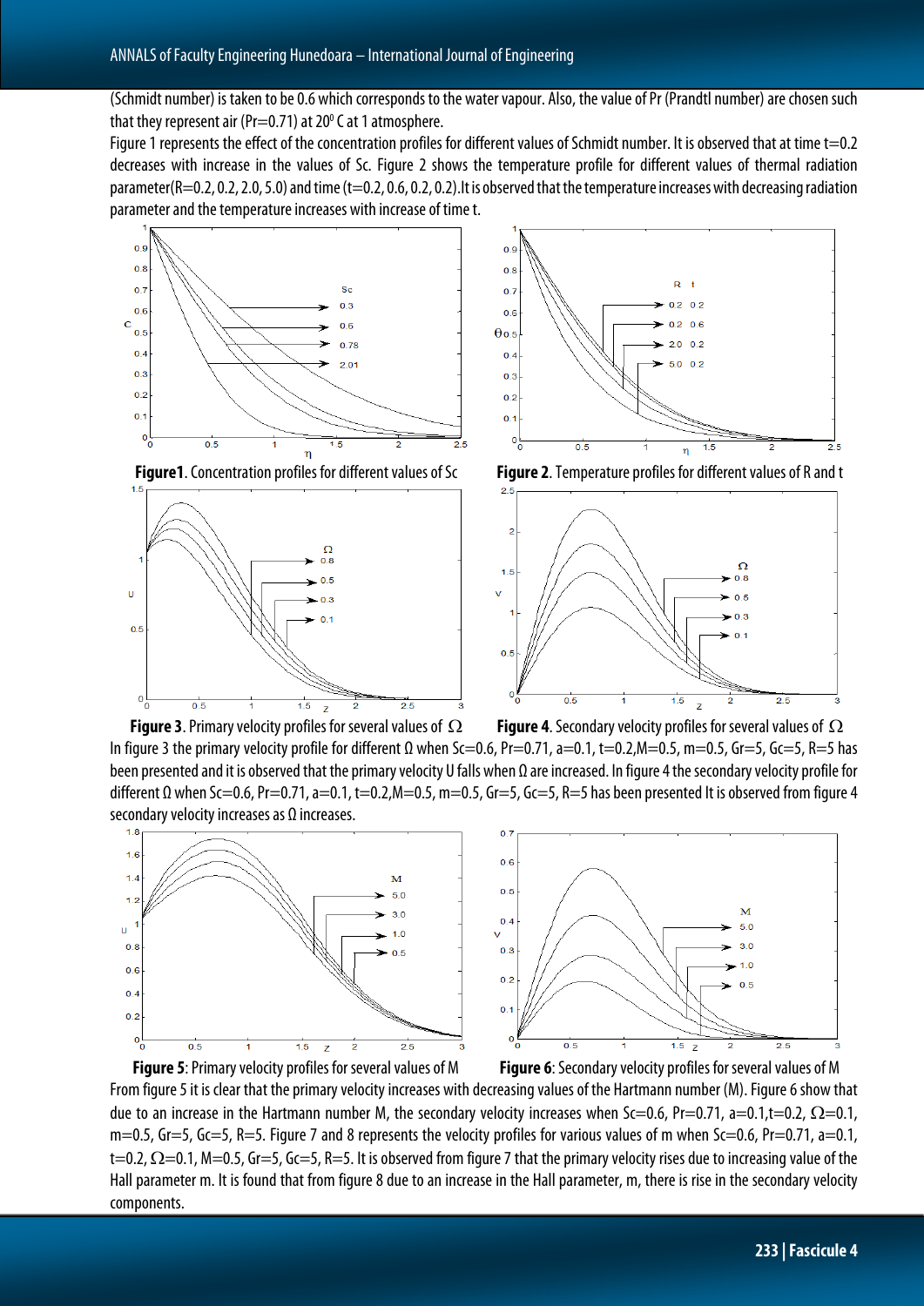(Schmidt number) is taken to be 0.6 which corresponds to the water vapour. Also, the value of Pr (Prandtl number) are chosen such that they represent air (Pr=0.71) at $20^0$ C at 1 atmosphere.

Figure 1 represents the effect of the concentration profiles for different values of Schmidt number. It is observed that at time t=0.2 decreases with increase in the values of Sc. Figure 2 shows the temperature profile for different values of thermal radiation parameter(R=0.2, 0.2, 2.0, 5.0) and time (t=0.2, 0.6, 0.2, 0.2).It is observed that the temperature increases with decreasing radiation parameter and the temperature increases with increase of time t.

**Figure1**. Concentration profiles for different values of Sc

**Figure 2**. Temperature profiles for different values of R and t

**Figure 3**. Primary velocity profiles for several values of $\Omega$

**Figure 4**. Secondary velocity profiles for several values of $\Omega$

In figure 3 the primary velocity profile for different Ω when Sc=0.6, Pr=0.71, a=0.1, t=0.2,M=0.5, m=0.5, Gr=5, Gc=5, R=5 has been presented and it is observed that the primary velocity U falls when Ω are increased. In figure 4 the secondary velocity profile for different Ω when Sc=0.6, Pr=0.71, a=0.1, t=0.2,M=0.5, m=0.5, Gr=5, Gc=5, R=5 has been presented It is observed from figure 4 secondary velocity increases as Ω increases.

**Figure 5**: Primary velocity profiles for several values of M

**Figure 6**: Secondary velocity profiles for several values of M

From figure 5 it is clear that the primary velocity increases with decreasing values of the Hartmann number (M). Figure 6 show that due to an increase in the Hartmann number M, the secondary velocity increases when Sc=0.6, Pr=0.71, a=0.1,t=0.2, $\Omega$=0.1, m=0.5, Gr=5, Gc=5, R=5. Figure 7 and 8 represents the velocity profiles for various values of m when Sc=0.6, Pr=0.71, a=0.1, t=0.2, $\Omega$=0.1, M=0.5, Gr=5, Gc=5, R=5. It is observed from figure 7 that the primary velocity rises due to increasing value of the Hall parameter m. It is found that from figure 8 due to an increase in the Hall parameter, m, there is rise in the secondary velocity components.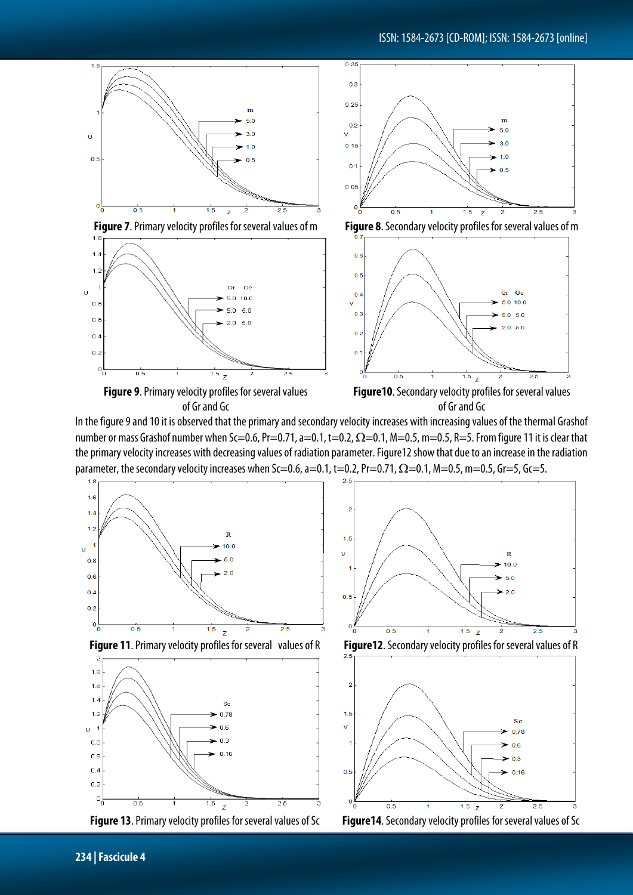**Figure 7**. Primary velocity profiles for several values of m

**Figure 8**. Secondary velocity profiles for several values of m

**Figure 9**. Primary velocity profiles for several values of Gr and Gc

**Figure10**. Secondary velocity profiles for several values of Gr and Gc

In the figure 9 and 10 it is observed that the primary and secondary velocity increases with increasing values of the thermal Grashof number or mass Grashof number when Sc=0.6, Pr=0.71, a=0.1, t=0.2, $\Omega$=0.1, M=0.5, m=0.5, R=5. From figure 11 it is clear that the primary velocity increases with decreasing values of radiation parameter. Figure12 show that due to an increase in the radiation parameter, the secondary velocity increases when Sc=0.6, a=0.1, t=0.2, Pr=0.71, $\Omega$=0.1, M=0.5, m=0.5, Gr=5, Gc=5.

**Figure 11**. Primary velocity profiles for several values of R

**Figure12**. Secondary velocity profiles for several values of R

**Figure 13**. Primary velocity profiles for several values of Sc

**Figure14**. Secondary velocity profiles for several values of Sc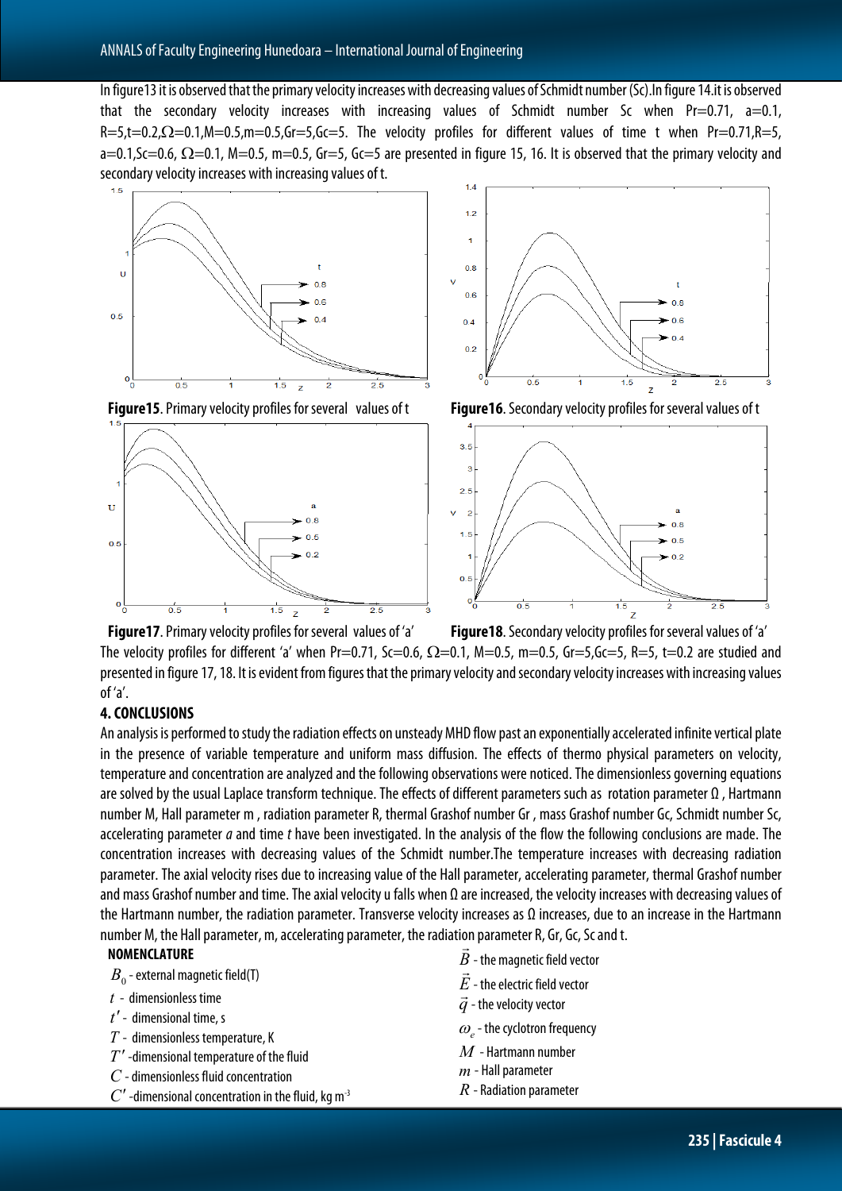In figure13 it is observed that the primary velocity increases with decreasing values of Schmidt number (Sc).In figure 14.it is observed that the secondary velocity increases with increasing values of Schmidt number Sc when Pr=0.71, a=0.1, R=5,t=0.2,Ω=0.1,M=0.5,m=0.5,Gr=5,Gc=5. The velocity profiles for different values of time t when Pr=0.71,R=5, a=0.1,Sc=0.6, Ω=0.1, M=0.5, m=0.5, Gr=5, Gc=5 are presented in figure 15, 16. It is observed that the primary velocity and secondary velocity increases with increasing values of t.

**Figure15**. Primary velocity profiles for several values of t

**Figure16**. Secondary velocity profiles for several values of t

**Figure17**. Primary velocity profiles for several values of 'a'

**Figure18**. Secondary velocity profiles for several values of 'a'

The velocity profiles for different 'a' when Pr=0.71, Sc=0.6, Ω=0.1, M=0.5, m=0.5, Gr=5,Gc=5, R=5, t=0.2 are studied and presented in figure 17, 18. It is evident from figures that the primary velocity and secondary velocity increases with increasing values of 'a'.

## 4. CONCLUSIONS

An analysis is performed to study the radiation effects on unsteady MHD flow past an exponentially accelerated infinite vertical plate in the presence of variable temperature and uniform mass diffusion. The effects of thermo physical parameters on velocity, temperature and concentration are analyzed and the following observations were noticed. The dimensionless governing equations are solved by the usual Laplace transform technique. The effects of different parameters such as rotation parameter Ω , Hartmann number M, Hall parameter m , radiation parameter R, thermal Grashof number Gr , mass Grashof number Gc, Schmidt number Sc, accelerating parameter *a* and time *t* have been investigated. In the analysis of the flow the following conclusions are made. The concentration increases with decreasing values of the Schmidt number.The temperature increases with decreasing radiation parameter. The axial velocity rises due to increasing value of the Hall parameter, accelerating parameter, thermal Grashof number and mass Grashof number and time. The axial velocity u falls when Ω are increased, the velocity increases with decreasing values of the Hartmann number, the radiation parameter. Transverse velocity increases as Ω increases, due to an increase in the Hartmann number M, the Hall parameter, m, accelerating parameter, the radiation parameter R, Gr, Gc, Sc and t.

**NOMENCLATURE**

$B_0$ - external magnetic field(T)
$t$ - dimensionless time
$t'$ - dimensional time, s
$T$ - dimensionless temperature, K
$T'$ -dimensional temperature of the fluid
$C$ - dimensionless fluid concentration
$C'$ -dimensional concentration in the fluid, kg m$^{-3}$
$\vec{B}$ - the magnetic field vector
$\vec{E}$ - the electric field vector
$\vec{q}$ - the velocity vector
$\omega_e$ - the cyclotron frequency
$M$ - Hartmann number
$m$ - Hall parameter
$R$ - Radiation parameter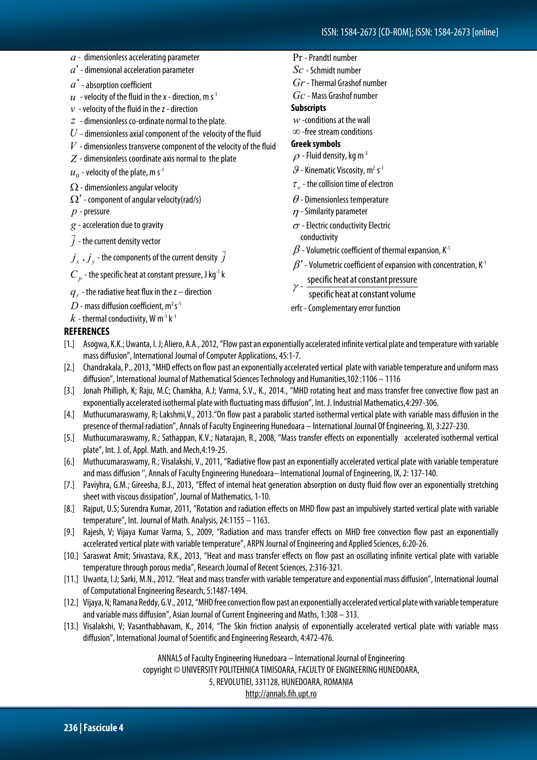$a$ - dimensionless accelerating parameter

$a'$ - dimensional acceleration parameter

$a^*$ - absorption coefficient

$u$ - velocity of the fluid in the x - direction, m s$^{-1}$

$v$ - velocity of the fluid in the z - direction

$z$ - dimensionless co-ordinate normal to the plate.

$U$ - dimensionless axial component of the velocity of the fluid

$V$ - dimensionless transverse component of the velocity of the fluid

$Z$ - dimensionless coordinate axis normal to the plate

$u_0$ - velocity of the plate, m s$^{-1}$

$\Omega$ - dimensionless angular velocity

$\Omega'$ - component of angular velocity(rad/s)

$p$ - pressure

$g$ - acceleration due to gravity

$\vec{j}$ - the current density vector

$j_x$ , $j_y$ - the components of the current density $\vec{j}$

$C_p$ - the specific heat at constant pressure, J kg$^{-1}$ k

$q_r$ - the radiative heat flux in the z – direction

$D$ - mass diffusion coefficient, m$^2$ s$^{-1}$

$k$ - thermal conductivity, W m$^{-1}$ k$^{-1}$

Pr - Prandtl number

$Sc$ - Schmidt number

$Gr$ - Thermal Grashof number

$Gc$ - Mass Grashof number

**Subscripts**

$w$ -conditions at the wall

$\infty$ -free stream conditions

**Greek symbols**

$\rho$ - Fluid density, kg m$^{-3}$

$\vartheta$ - Kinematic Viscosity, m$^2$ s$^{-1}$

$\tau_e$ - the collision time of electron

$\theta$ - Dimensionless temperature

$\eta$ - Similarity parameter

$\sigma$ - Electric conductivity Electric conductivity

$\beta$ - Volumetric coefficient of thermal expansion, K$^{-1}$

$\beta'$ - Volumetric coefficient of expansion with concentration, K$^{-1}$

$\gamma$ - $\dfrac{\text{specific heat at constant pressure}}{\text{specific heat at constant volume}}$

erfc - Complementary error function

## REFERENCES

[1.] Asogwa, K.K.; Uwanta, I. J; Aliero, A.A., 2012, "Flow past an exponentially accelerated infinite vertical plate and temperature with variable mass diffusion", International Journal of Computer Applications, 45:1-7.

[2.] Chandrakala, P., 2013, "MHD effects on flow past an exponentially accelerated vertical plate with variable temperature and uniform mass diffusion", International Journal of Mathematical Sciences Technology and Humanities,102 :1106 – 1116

[3.] Jonah Philliph, K; Raju, M.C; Chamkha, A.J; Varma, S.V., K., 2014., "MHD rotating heat and mass transfer free convective flow past an exponentially accelerated isothermal plate with fluctuating mass diffusion", Int. J. Industrial Mathematics,4:297-306.

[4.] Muthucumaraswamy, R; Lakshmi,V., 2013."On flow past a parabolic started isothermal vertical plate with variable mass diffusion in the presence of thermal radiation", Annals of Faculty Engineering Hunedoara – International Journal Of Engineering, XI, 3:227-230.

[5.] Muthucumaraswamy, R.; Sathappan, K.V.; Natarajan, R., 2008, "Mass transfer effects on exponentially accelerated isothermal vertical plate", Int. J. of, Appl. Math. and Mech,4:19-25.

[6.] Muthucumaraswamy, R.; Visalakshi, V., 2011, "Radiative flow past an exponentially accelerated vertical plate with variable temperature and mass diffusion '', Annals of Faculty Engineering Hunedoara– International Journal of Engineering, IX, 2: 137-140.

[7.] Paviyhra, G.M.; Gireesha, B.J., 2013, "Effect of internal heat generation absorption on dusty fluid flow over an exponentially stretching sheet with viscous dissipation", Journal of Mathematics, 1-10.

[8.] Rajput, U.S; Surendra Kumar, 2011, "Rotation and radiation effects on MHD flow past an impulsively started vertical plate with variable temperature", Int. Journal of Math. Analysis, 24:1155 – 1163.

[9.] Rajesh, V; Vijaya Kumar Varma, S., 2009, "Radiation and mass transfer effects on MHD free convection flow past an exponentially accelerated vertical plate with variable temperature", ARPN Journal of Engineering and Applied Sciences, 6:20-26.

[10.] Saraswat Amit; Srivastava, R.K., 2013, "Heat and mass transfer effects on flow past an oscillating infinite vertical plate with variable temperature through porous media", Research Journal of Recent Sciences, 2:316-321.

[11.] Uwanta, I.J; Sarki, M.N., 2012. "Heat and mass transfer with variable temperature and exponential mass diffusion", International Journal of Computational Engineering Research, 5:1487-1494.

[12.] Vijaya, N; Ramana Reddy, G.V., 2012, "MHD free convection flow past an exponentially accelerated vertical plate with variable temperature and variable mass diffusion", Asian Journal of Current Engineering and Maths, 1:308 – 313.

[13.] Visalakshi, V; Vasanthabhavam, K., 2014, "The Skin friction analysis of exponentially accelerated vertical plate with variable mass diffusion", International Journal of Scientific and Engineering Research, 4:472-476.

ANNALS of Faculty Engineering Hunedoara – International Journal of Engineering
copyright © UNIVERSITY POLITEHNICA TIMISOARA, FACULTY OF ENGINEERING HUNEDOARA,
5, REVOLUTIEI, 331128, HUNEDOARA, ROMANIA
http://annals.fih.upt.ro